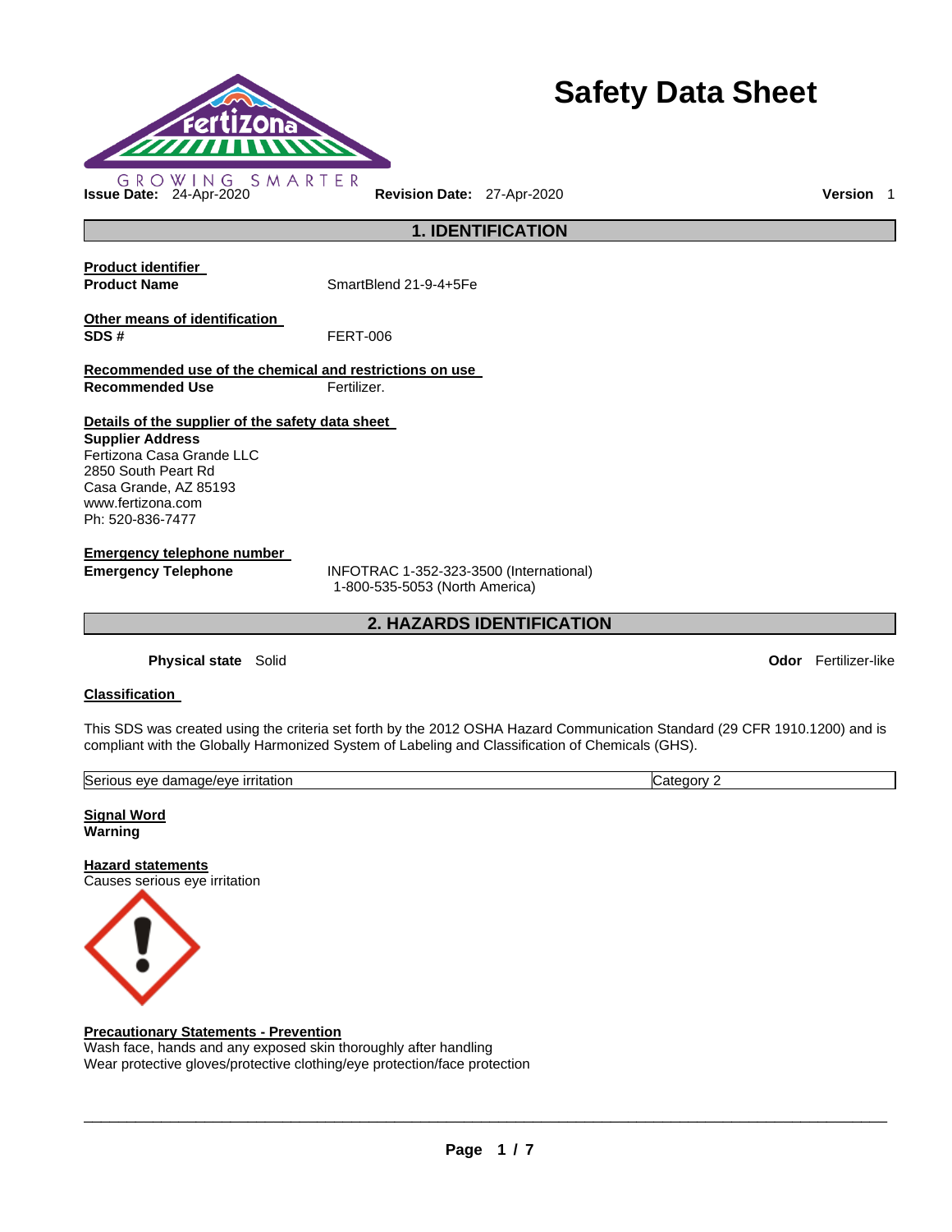# Safety Data Sheet

GROWING SMARTER

**Issue Date:** 24-Apr-2020 **Revision Date:** 27-Apr-2020 **Version** 1

## 1. IDENTIFICATION

**Product identifier**

**Product Name** SmartBlend 21-9-4+5Fe

**Other means of identification**

**SDS #** FERT-006

**Recommended use of the chemical and restrictions on use**

**Recommended Use** Fertilizer.

**Details of the supplier of the safety data sheet**

**Supplier Address**
Fertizona Casa Grande LLC
2850 South Peart Rd
Casa Grande, AZ 85193
www.fertizona.com
Ph: 520-836-7477

**Emergency telephone number**

**Emergency Telephone** INFOTRAC 1-352-323-3500 (International)
1-800-535-5053 (North America)

## 2. HAZARDS IDENTIFICATION

**Physical state** Solid **Odor** Fertilizer-like

**Classification**

This SDS was created using the criteria set forth by the 2012 OSHA Hazard Communication Standard (29 CFR 1910.1200) and is compliant with the Globally Harmonized System of Labeling and Classification of Chemicals (GHS).

| | |
|---|---|
| Serious eye damage/eye irritation | Category 2 |

**Signal Word**
**Warning**

**Hazard statements**
Causes serious eye irritation

**Precautionary Statements - Prevention**
Wash face, hands and any exposed skin thoroughly after handling
Wear protective gloves/protective clothing/eye protection/face protection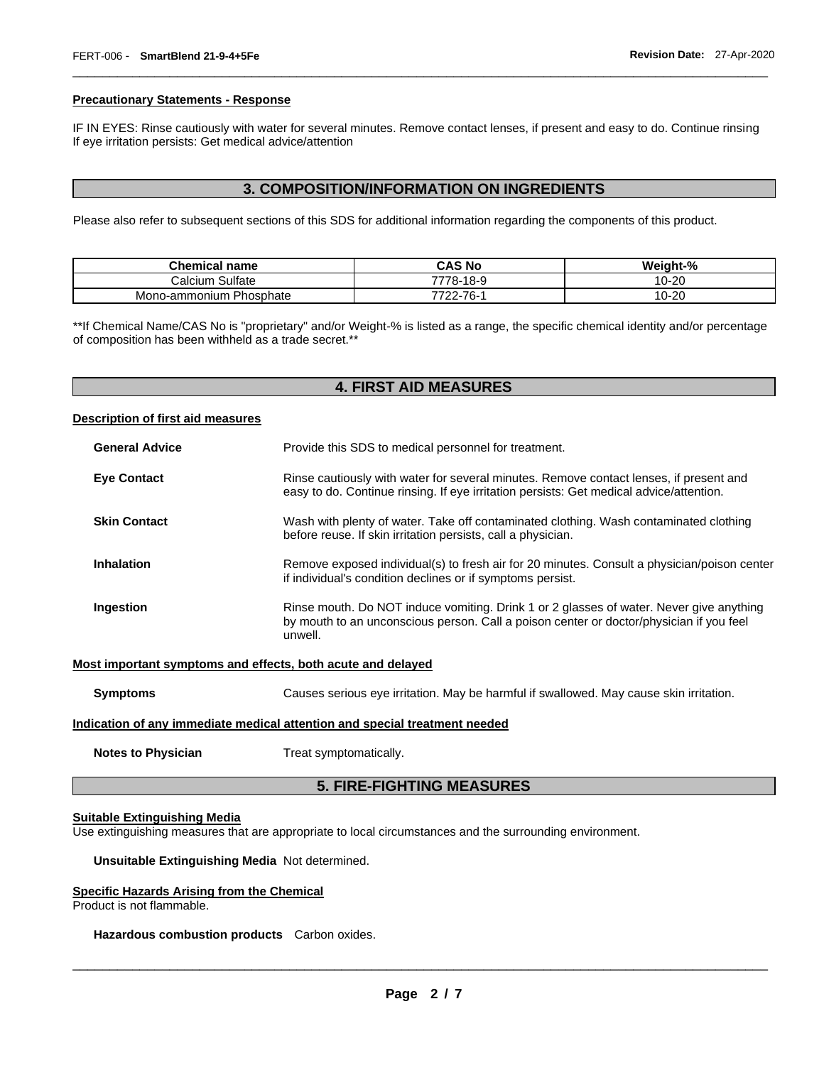#### Precautionary Statements - Response

IF IN EYES: Rinse cautiously with water for several minutes. Remove contact lenses, if present and easy to do. Continue rinsing
If eye irritation persists: Get medical advice/attention

## 3. COMPOSITION/INFORMATION ON INGREDIENTS

Please also refer to subsequent sections of this SDS for additional information regarding the components of this product.

| Chemical name | CAS No | Weight-% |
|---|---|---|
| Calcium Sulfate | 7778-18-9 | 10-20 |
| Mono-ammonium Phosphate | 7722-76-1 | 10-20 |

**If Chemical Name/CAS No is "proprietary" and/or Weight-% is listed as a range, the specific chemical identity and/or percentage of composition has been withheld as a trade secret.**

## 4. FIRST AID MEASURES

#### Description of first aid measures

**General Advice** Provide this SDS to medical personnel for treatment.

**Eye Contact** Rinse cautiously with water for several minutes. Remove contact lenses, if present and easy to do. Continue rinsing. If eye irritation persists: Get medical advice/attention.

**Skin Contact** Wash with plenty of water. Take off contaminated clothing. Wash contaminated clothing before reuse. If skin irritation persists, call a physician.

**Inhalation** Remove exposed individual(s) to fresh air for 20 minutes. Consult a physician/poison center if individual's condition declines or if symptoms persist.

**Ingestion** Rinse mouth. Do NOT induce vomiting. Drink 1 or 2 glasses of water. Never give anything by mouth to an unconscious person. Call a poison center or doctor/physician if you feel unwell.

#### Most important symptoms and effects, both acute and delayed

**Symptoms** Causes serious eye irritation. May be harmful if swallowed. May cause skin irritation.

#### Indication of any immediate medical attention and special treatment needed

**Notes to Physician** Treat symptomatically.

## 5. FIRE-FIGHTING MEASURES

#### Suitable Extinguishing Media

Use extinguishing measures that are appropriate to local circumstances and the surrounding environment.

**Unsuitable Extinguishing Media** Not determined.

#### Specific Hazards Arising from the Chemical

Product is not flammable.

**Hazardous combustion products** Carbon oxides.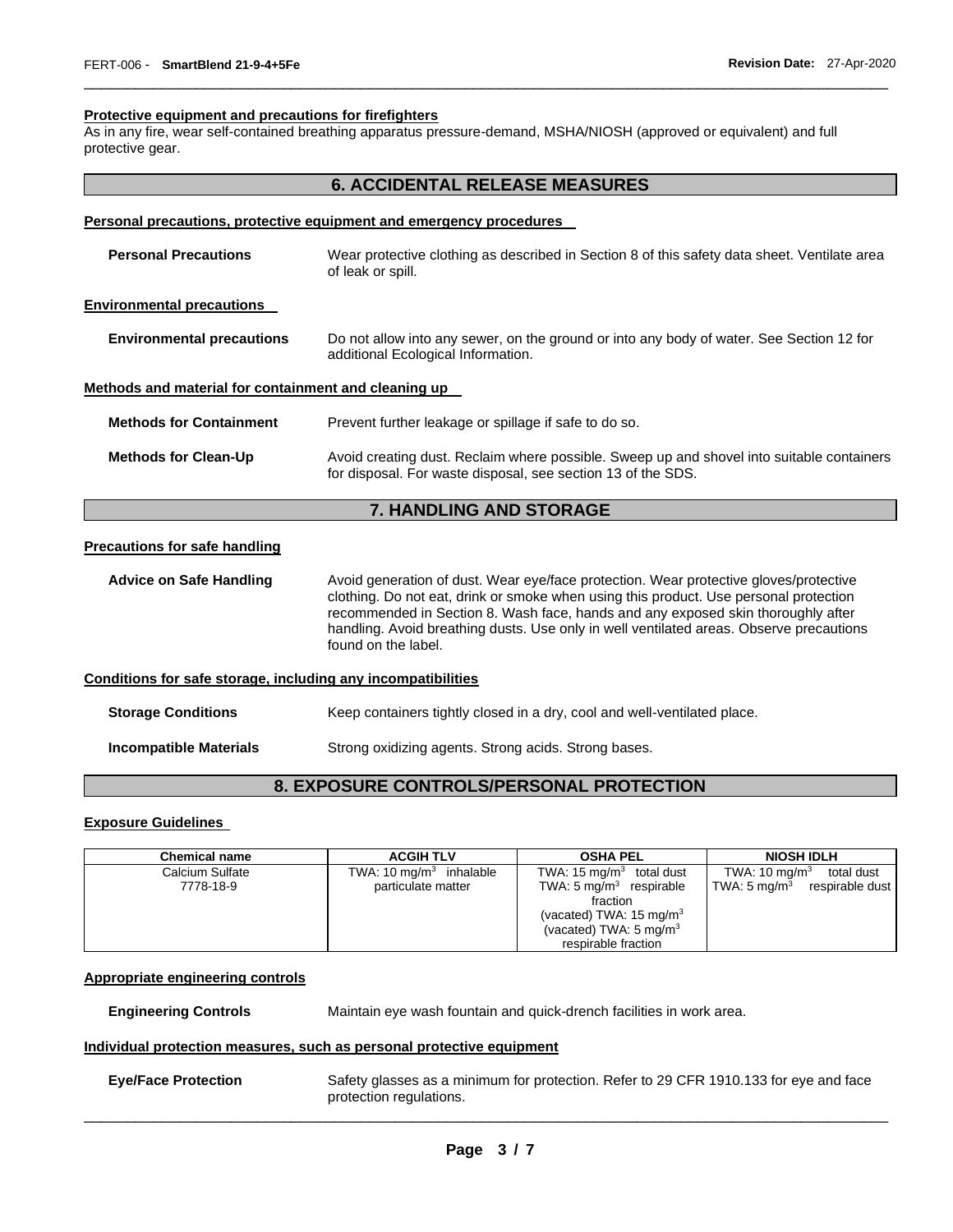#### Protective equipment and precautions for firefighters

As in any fire, wear self-contained breathing apparatus pressure-demand, MSHA/NIOSH (approved or equivalent) and full protective gear.

## 6. ACCIDENTAL RELEASE MEASURES

#### Personal precautions, protective equipment and emergency procedures

**Personal Precautions** Wear protective clothing as described in Section 8 of this safety data sheet. Ventilate area of leak or spill.

#### Environmental precautions

**Environmental precautions** Do not allow into any sewer, on the ground or into any body of water. See Section 12 for additional Ecological Information.

#### Methods and material for containment and cleaning up

**Methods for Containment** Prevent further leakage or spillage if safe to do so.

**Methods for Clean-Up** Avoid creating dust. Reclaim where possible. Sweep up and shovel into suitable containers for disposal. For waste disposal, see section 13 of the SDS.

## 7. HANDLING AND STORAGE

#### Precautions for safe handling

**Advice on Safe Handling** Avoid generation of dust. Wear eye/face protection. Wear protective gloves/protective clothing. Do not eat, drink or smoke when using this product. Use personal protection recommended in Section 8. Wash face, hands and any exposed skin thoroughly after handling. Avoid breathing dusts. Use only in well ventilated areas. Observe precautions found on the label.

#### Conditions for safe storage, including any incompatibilities

**Storage Conditions** Keep containers tightly closed in a dry, cool and well-ventilated place.

**Incompatible Materials** Strong oxidizing agents. Strong acids. Strong bases.

## 8. EXPOSURE CONTROLS/PERSONAL PROTECTION

#### Exposure Guidelines

| Chemical name | ACGIH TLV | OSHA PEL | NIOSH IDLH |
|---|---|---|---|
| Calcium Sulfate<br>7778-18-9 | TWA: 10 mg/m$^3$ inhalable particulate matter | TWA: 15 mg/m$^3$ total dust<br>TWA: 5 mg/m$^3$ respirable fraction<br>(vacated) TWA: 15 mg/m$^3$<br>(vacated) TWA: 5 mg/m$^3$ respirable fraction | TWA: 10 mg/m$^3$ total dust<br>TWA: 5 mg/m$^3$ respirable dust |

#### Appropriate engineering controls

**Engineering Controls** Maintain eye wash fountain and quick-drench facilities in work area.

#### Individual protection measures, such as personal protective equipment

**Eye/Face Protection** Safety glasses as a minimum for protection. Refer to 29 CFR 1910.133 for eye and face protection regulations.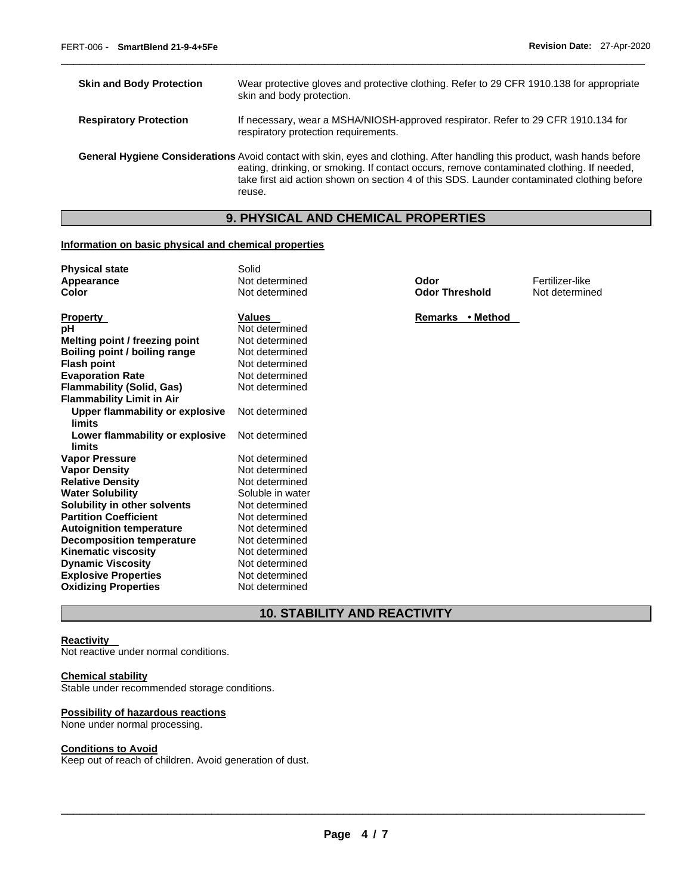| | |
|---|---|
| **Skin and Body Protection** | Wear protective gloves and protective clothing. Refer to 29 CFR 1910.138 for appropriate skin and body protection. |
| **Respiratory Protection** | If necessary, wear a MSHA/NIOSH-approved respirator. Refer to 29 CFR 1910.134 for respiratory protection requirements. |
| **General Hygiene Considerations** | Avoid contact with skin, eyes and clothing. After handling this product, wash hands before eating, drinking, or smoking. If contact occurs, remove contaminated clothing. If needed, take first aid action shown on section 4 of this SDS. Launder contaminated clothing before reuse. |

## 9. PHYSICAL AND CHEMICAL PROPERTIES

**Information on basic physical and chemical properties**

| | | | |
|---|---|---|---|
| **Physical state** | Solid | | |
| **Appearance** | Not determined | **Odor** | Fertilizer-like |
| **Color** | Not determined | **Odor Threshold** | Not determined |

| **Property** | **Values** | **Remarks • Method** |
|---|---|---|
| **pH** | Not determined | |
| **Melting point / freezing point** | Not determined | |
| **Boiling point / boiling range** | Not determined | |
| **Flash point** | Not determined | |
| **Evaporation Rate** | Not determined | |
| **Flammability (Solid, Gas)** | Not determined | |
| **Flammability Limit in Air** | | |
| **Upper flammability or explosive limits** | Not determined | |
| **Lower flammability or explosive limits** | Not determined | |
| **Vapor Pressure** | Not determined | |
| **Vapor Density** | Not determined | |
| **Relative Density** | Not determined | |
| **Water Solubility** | Soluble in water | |
| **Solubility in other solvents** | Not determined | |
| **Partition Coefficient** | Not determined | |
| **Autoignition temperature** | Not determined | |
| **Decomposition temperature** | Not determined | |
| **Kinematic viscosity** | Not determined | |
| **Dynamic Viscosity** | Not determined | |
| **Explosive Properties** | Not determined | |
| **Oxidizing Properties** | Not determined | |

## 10. STABILITY AND REACTIVITY

**Reactivity**

Not reactive under normal conditions.

**Chemical stability**

Stable under recommended storage conditions.

**Possibility of hazardous reactions**

None under normal processing.

**Conditions to Avoid**

Keep out of reach of children. Avoid generation of dust.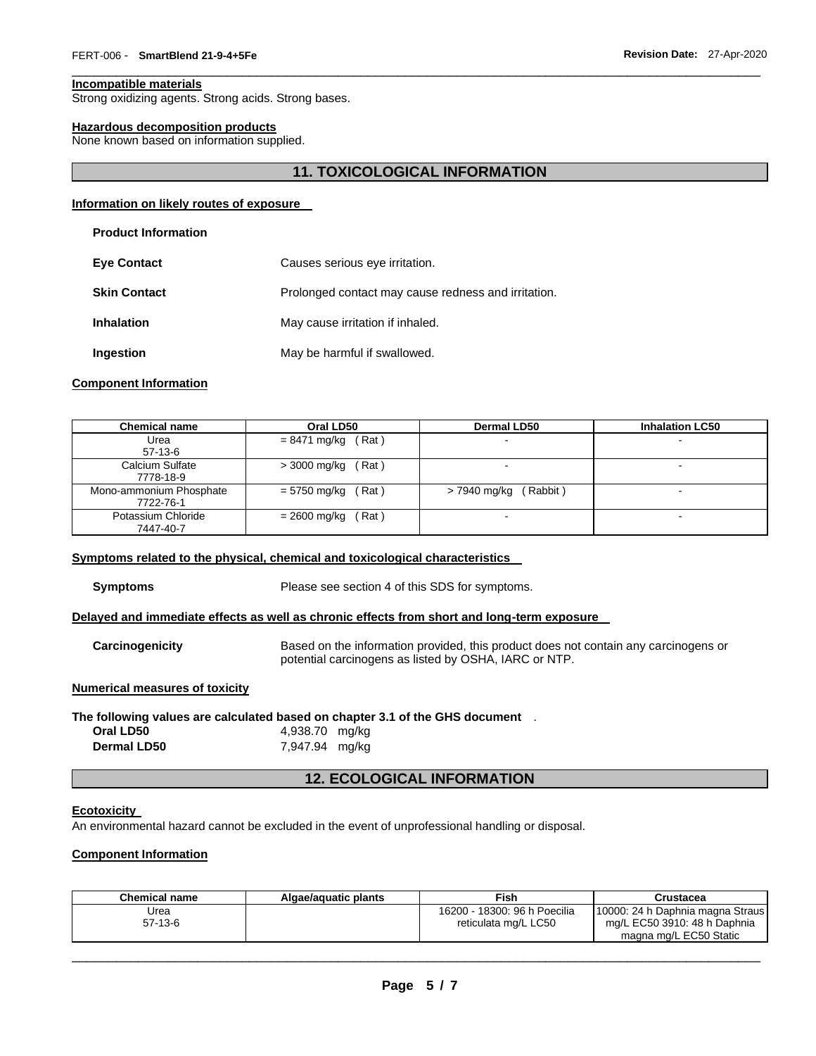#### Incompatible materials

Strong oxidizing agents. Strong acids. Strong bases.

#### Hazardous decomposition products

None known based on information supplied.

## 11. TOXICOLOGICAL INFORMATION

#### Information on likely routes of exposure

**Product Information**

**Eye Contact** Causes serious eye irritation.

**Skin Contact** Prolonged contact may cause redness and irritation.

**Inhalation** May cause irritation if inhaled.

**Ingestion** May be harmful if swallowed.

#### Component Information

| Chemical name | Oral LD50 | Dermal LD50 | Inhalation LC50 |
|---|---|---|---|
| Urea<br>57-13-6 | = 8471 mg/kg ( Rat ) | - | - |
| Calcium Sulfate<br>7778-18-9 | > 3000 mg/kg ( Rat ) | - | - |
| Mono-ammonium Phosphate<br>7722-76-1 | = 5750 mg/kg ( Rat ) | > 7940 mg/kg ( Rabbit ) | - |
| Potassium Chloride<br>7447-40-7 | = 2600 mg/kg ( Rat ) | - | - |

#### Symptoms related to the physical, chemical and toxicological characteristics

**Symptoms** Please see section 4 of this SDS for symptoms.

#### Delayed and immediate effects as well as chronic effects from short and long-term exposure

**Carcinogenicity** Based on the information provided, this product does not contain any carcinogens or potential carcinogens as listed by OSHA, IARC or NTP.

#### Numerical measures of toxicity

**The following values are calculated based on chapter 3.1 of the GHS document** .

**Oral LD50** 4,938.70 mg/kg
**Dermal LD50** 7,947.94 mg/kg

## 12. ECOLOGICAL INFORMATION

#### Ecotoxicity

An environmental hazard cannot be excluded in the event of unprofessional handling or disposal.

#### Component Information

| Chemical name | Algae/aquatic plants | Fish | Crustacea |
|---|---|---|---|
| Urea<br>57-13-6 | | 16200 - 18300: 96 h Poecilia reticulata mg/L LC50 | 10000: 24 h Daphnia magna Straus mg/L EC50 3910: 48 h Daphnia magna mg/L EC50 Static |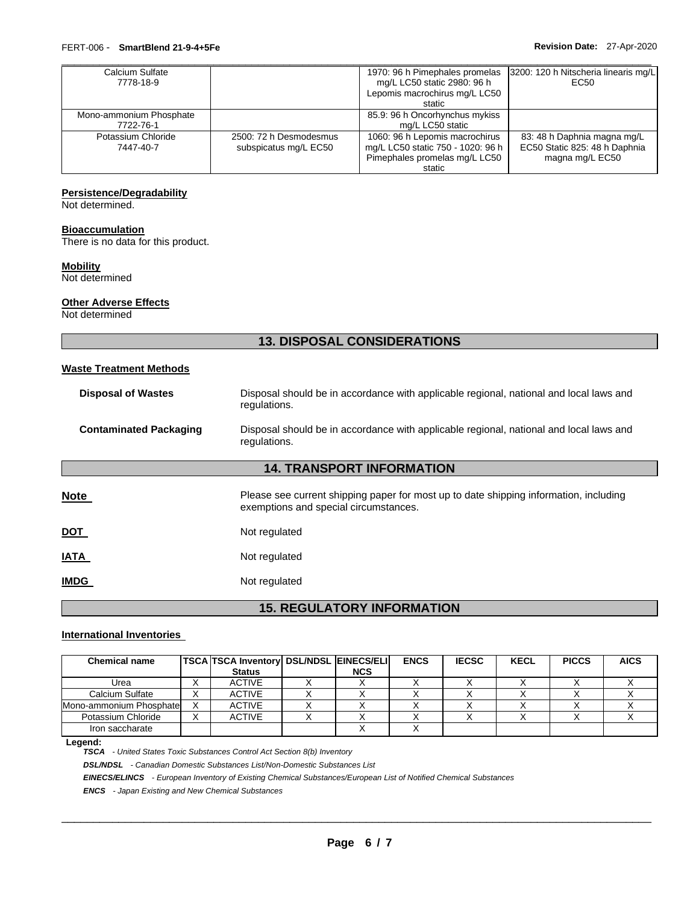| | | | |
|---|---|---|---|
| Calcium Sulfate<br>7778-18-9 | | 1970: 96 h Pimephales promelas mg/L LC50 static 2980: 96 h Lepomis macrochirus mg/L LC50 static | 3200: 120 h Nitscheria linearis mg/L EC50 |
| Mono-ammonium Phosphate<br>7722-76-1 | | 85.9: 96 h Oncorhynchus mykiss mg/L LC50 static | |
| Potassium Chloride<br>7447-40-7 | 2500: 72 h Desmodesmus subspicatus mg/L EC50 | 1060: 96 h Lepomis macrochirus mg/L LC50 static 750 - 1020: 96 h Pimephales promelas mg/L LC50 static | 83: 48 h Daphnia magna mg/L EC50 Static 825: 48 h Daphnia magna mg/L EC50 |

**Persistence/Degradability**

Not determined.

**Bioaccumulation**

There is no data for this product.

**Mobility**

Not determined

**Other Adverse Effects**

Not determined

## 13. DISPOSAL CONSIDERATIONS

**Waste Treatment Methods**

**Disposal of Wastes** Disposal should be in accordance with applicable regional, national and local laws and regulations.

**Contaminated Packaging** Disposal should be in accordance with applicable regional, national and local laws and regulations.

## 14. TRANSPORT INFORMATION

**Note** Please see current shipping paper for most up to date shipping information, including exemptions and special circumstances.

**DOT** Not regulated

**IATA** Not regulated

**IMDG** Not regulated

## 15. REGULATORY INFORMATION

**International Inventories**

| Chemical name | TSCA | TSCA Inventory Status | DSL/NDSL | EINECS/ELINCS | ENCS | IECSC | KECL | PICCS | AICS |
|---|---|---|---|---|---|---|---|---|---|
| Urea | X | ACTIVE | X | X | X | X | X | X | X |
| Calcium Sulfate | X | ACTIVE | X | X | X | X | X | X | X |
| Mono-ammonium Phosphate | X | ACTIVE | X | X | X | X | X | X | X |
| Potassium Chloride | X | ACTIVE | X | X | X | X | X | X | X |
| Iron saccharate | | | | X | X | | | | |

**Legend:**

***TSCA*** *- United States Toxic Substances Control Act Section 8(b) Inventory*

***DSL/NDSL*** *- Canadian Domestic Substances List/Non-Domestic Substances List*

***EINECS/ELINCS*** *- European Inventory of Existing Chemical Substances/European List of Notified Chemical Substances*

***ENCS*** *- Japan Existing and New Chemical Substances*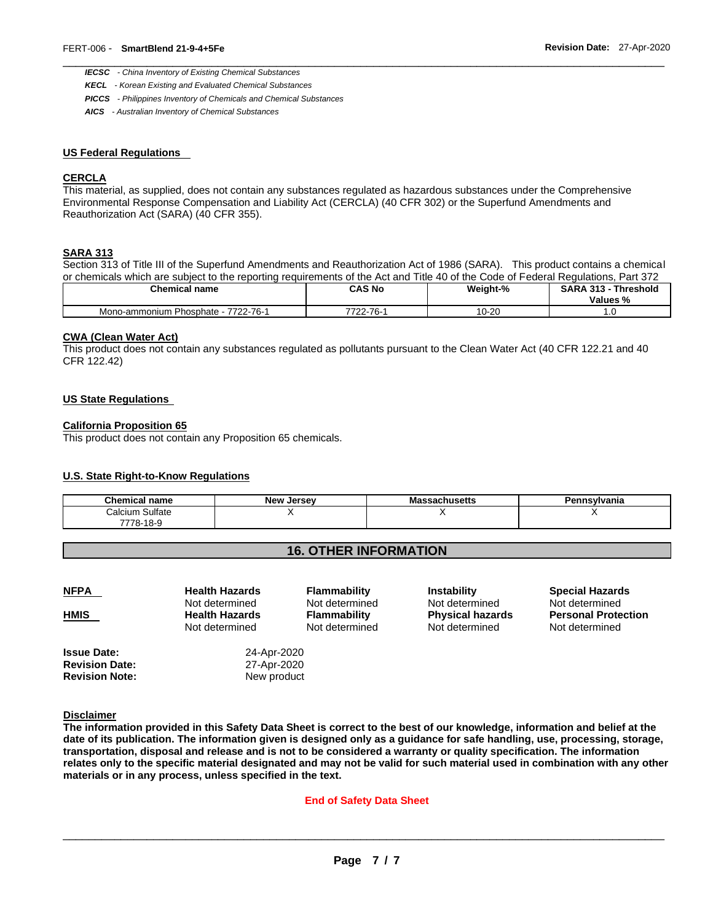*IECSC* - *China Inventory of Existing Chemical Substances*

*KECL* - *Korean Existing and Evaluated Chemical Substances*

*PICCS* - *Philippines Inventory of Chemicals and Chemical Substances*

*AICS* - *Australian Inventory of Chemical Substances*

## US Federal Regulations

### CERCLA

This material, as supplied, does not contain any substances regulated as hazardous substances under the Comprehensive Environmental Response Compensation and Liability Act (CERCLA) (40 CFR 302) or the Superfund Amendments and Reauthorization Act (SARA) (40 CFR 355).

### SARA 313

Section 313 of Title III of the Superfund Amendments and Reauthorization Act of 1986 (SARA). This product contains a chemical or chemicals which are subject to the reporting requirements of the Act and Title 40 of the Code of Federal Regulations, Part 372

| Chemical name | CAS No | Weight-% | SARA 313 - Threshold Values % |
|---|---|---|---|
| Mono-ammonium Phosphate - 7722-76-1 | 7722-76-1 | 10-20 | 1.0 |

### CWA (Clean Water Act)

This product does not contain any substances regulated as pollutants pursuant to the Clean Water Act (40 CFR 122.21 and 40 CFR 122.42)

## US State Regulations

### California Proposition 65

This product does not contain any Proposition 65 chemicals.

### U.S. State Right-to-Know Regulations

| Chemical name | New Jersey | Massachusetts | Pennsylvania |
|---|---|---|---|
| Calcium Sulfate<br>7778-18-9 | X | X | X |

# 16. OTHER INFORMATION

| | | | | |
|---|---|---|---|---|
| **NFPA** | **Health Hazards**<br>Not determined | **Flammability**<br>Not determined | **Instability**<br>Not determined | **Special Hazards**<br>Not determined |
| **HMIS** | **Health Hazards**<br>Not determined | **Flammability**<br>Not determined | **Physical hazards**<br>Not determined | **Personal Protection**<br>Not determined |

**Issue Date:** 24-Apr-2020
**Revision Date:** 27-Apr-2020
**Revision Note:** New product

### Disclaimer

**The information provided in this Safety Data Sheet is correct to the best of our knowledge, information and belief at the date of its publication. The information given is designed only as a guidance for safe handling, use, processing, storage, transportation, disposal and release and is not to be considered a warranty or quality specification. The information relates only to the specific material designated and may not be valid for such material used in combination with any other materials or in any process, unless specified in the text.**

**End of Safety Data Sheet**